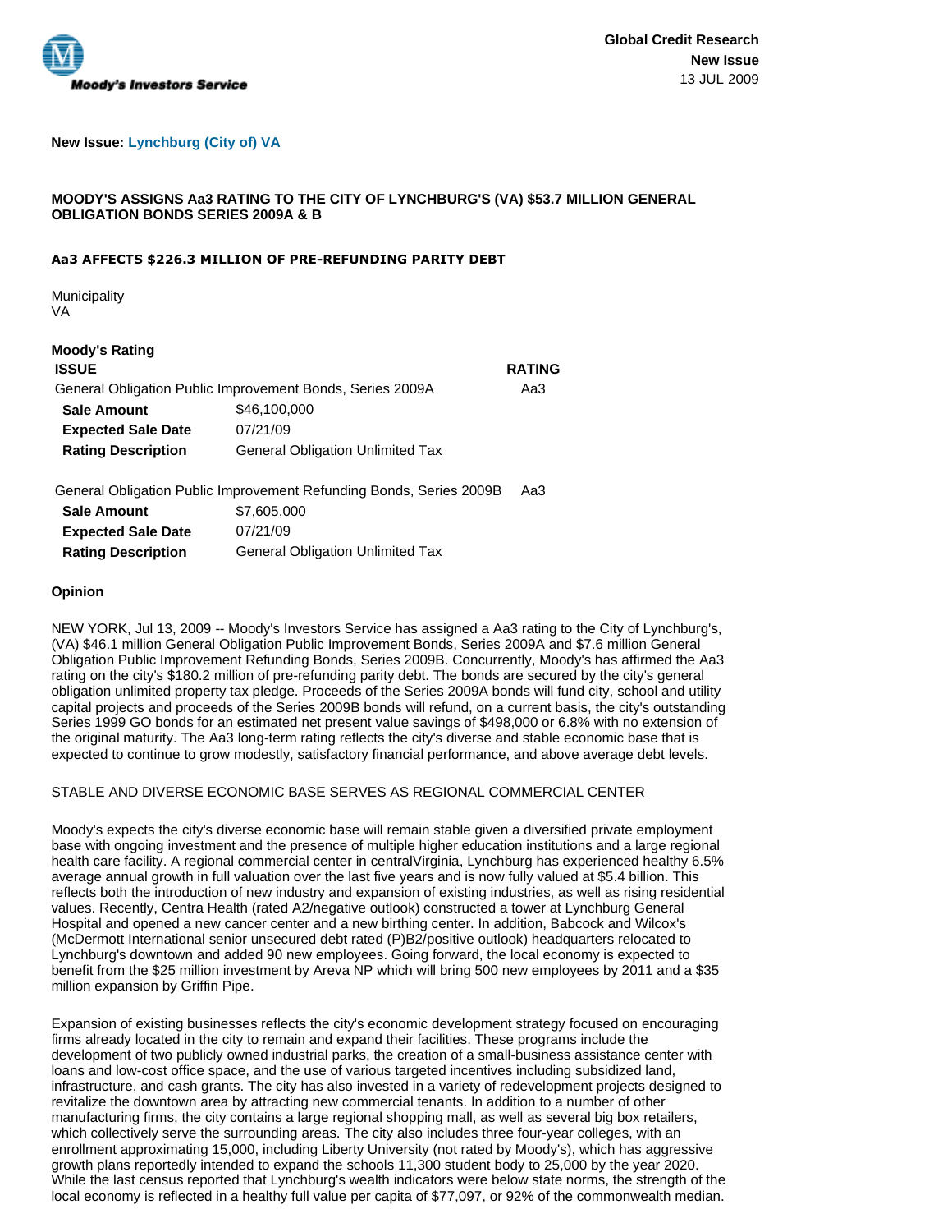Global Credit Research
New Issue
13 JUL 2009

**New Issue: Lynchburg (City of) VA**

**MOODY'S ASSIGNS Aa3 RATING TO THE CITY OF LYNCHBURG'S (VA) $53.7 MILLION GENERAL OBLIGATION BONDS SERIES 2009A & B**

**Aa3 AFFECTS $226.3 MILLION OF PRE-REFUNDING PARITY DEBT**

Municipality
VA

**Moody's Rating**

| ISSUE | | RATING |
|---|---|---|
| General Obligation Public Improvement Bonds, Series 2009A | | Aa3 |
| **Sale Amount** | $46,100,000 | |
| **Expected Sale Date** | 07/21/09 | |
| **Rating Description** | General Obligation Unlimited Tax | |
| General Obligation Public Improvement Refunding Bonds, Series 2009B | | Aa3 |
| **Sale Amount** | $7,605,000 | |
| **Expected Sale Date** | 07/21/09 | |
| **Rating Description** | General Obligation Unlimited Tax | |

**Opinion**

NEW YORK, Jul 13, 2009 -- Moody's Investors Service has assigned a Aa3 rating to the City of Lynchburg's, (VA) $46.1 million General Obligation Public Improvement Bonds, Series 2009A and $7.6 million General Obligation Public Improvement Refunding Bonds, Series 2009B. Concurrently, Moody's has affirmed the Aa3 rating on the city's $180.2 million of pre-refunding parity debt. The bonds are secured by the city's general obligation unlimited property tax pledge. Proceeds of the Series 2009A bonds will fund city, school and utility capital projects and proceeds of the Series 2009B bonds will refund, on a current basis, the city's outstanding Series 1999 GO bonds for an estimated net present value savings of $498,000 or 6.8% with no extension of the original maturity. The Aa3 long-term rating reflects the city's diverse and stable economic base that is expected to continue to grow modestly, satisfactory financial performance, and above average debt levels.

STABLE AND DIVERSE ECONOMIC BASE SERVES AS REGIONAL COMMERCIAL CENTER

Moody's expects the city's diverse economic base will remain stable given a diversified private employment base with ongoing investment and the presence of multiple higher education institutions and a large regional health care facility. A regional commercial center in centralVirginia, Lynchburg has experienced healthy 6.5% average annual growth in full valuation over the last five years and is now fully valued at $5.4 billion. This reflects both the introduction of new industry and expansion of existing industries, as well as rising residential values. Recently, Centra Health (rated A2/negative outlook) constructed a tower at Lynchburg General Hospital and opened a new cancer center and a new birthing center. In addition, Babcock and Wilcox's (McDermott International senior unsecured debt rated (P)B2/positive outlook) headquarters relocated to Lynchburg's downtown and added 90 new employees. Going forward, the local economy is expected to benefit from the $25 million investment by Areva NP which will bring 500 new employees by 2011 and a $35 million expansion by Griffin Pipe.

Expansion of existing businesses reflects the city's economic development strategy focused on encouraging firms already located in the city to remain and expand their facilities. These programs include the development of two publicly owned industrial parks, the creation of a small-business assistance center with loans and low-cost office space, and the use of various targeted incentives including subsidized land, infrastructure, and cash grants. The city has also invested in a variety of redevelopment projects designed to revitalize the downtown area by attracting new commercial tenants. In addition to a number of other manufacturing firms, the city contains a large regional shopping mall, as well as several big box retailers, which collectively serve the surrounding areas. The city also includes three four-year colleges, with an enrollment approximating 15,000, including Liberty University (not rated by Moody's), which has aggressive growth plans reportedly intended to expand the schools 11,300 student body to 25,000 by the year 2020. While the last census reported that Lynchburg's wealth indicators were below state norms, the strength of the local economy is reflected in a healthy full value per capita of $77,097, or 92% of the commonwealth median.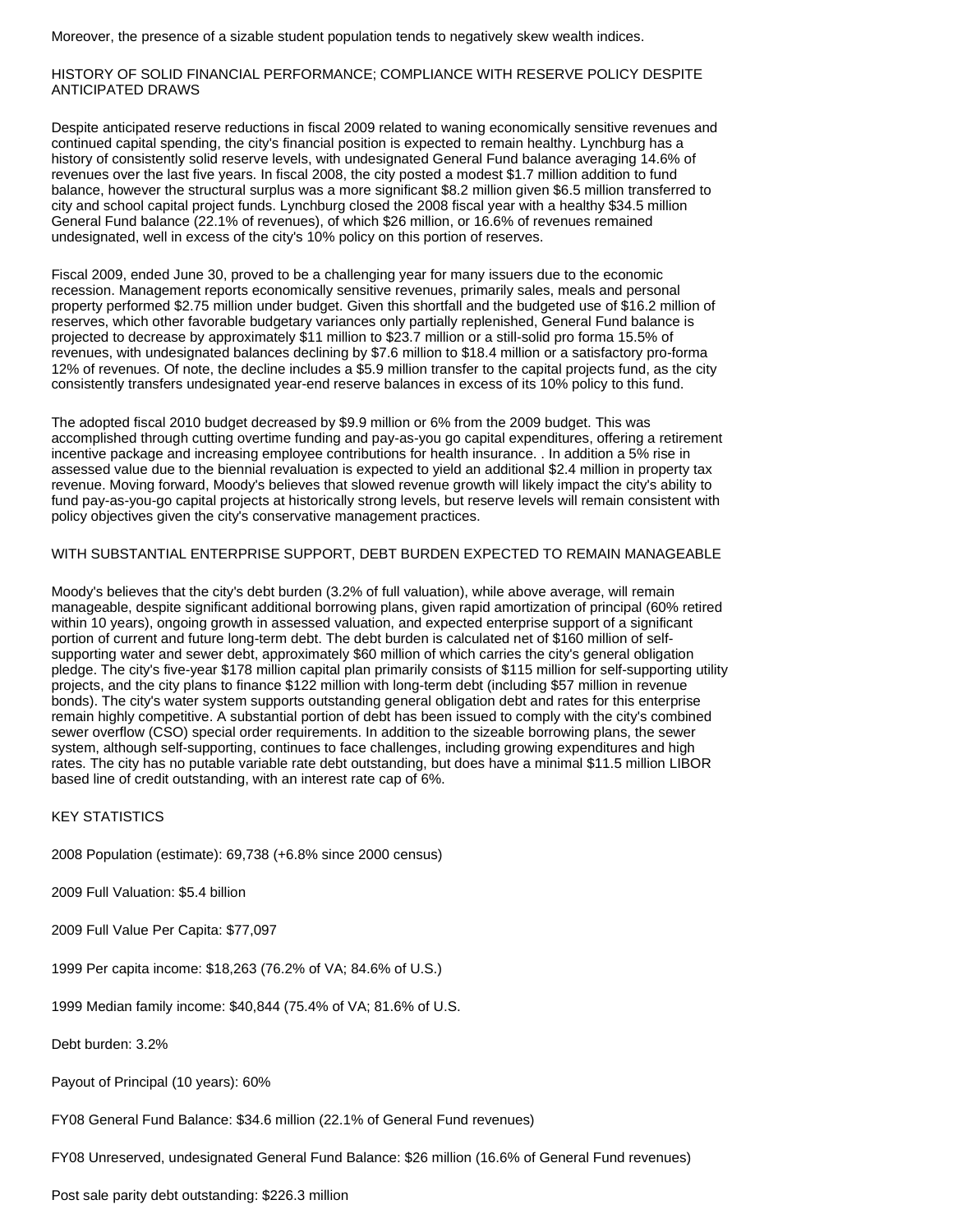Moreover, the presence of a sizable student population tends to negatively skew wealth indices.

## HISTORY OF SOLID FINANCIAL PERFORMANCE; COMPLIANCE WITH RESERVE POLICY DESPITE ANTICIPATED DRAWS

Despite anticipated reserve reductions in fiscal 2009 related to waning economically sensitive revenues and continued capital spending, the city's financial position is expected to remain healthy. Lynchburg has a history of consistently solid reserve levels, with undesignated General Fund balance averaging 14.6% of revenues over the last five years. In fiscal 2008, the city posted a modest $1.7 million addition to fund balance, however the structural surplus was a more significant $8.2 million given $6.5 million transferred to city and school capital project funds. Lynchburg closed the 2008 fiscal year with a healthy $34.5 million General Fund balance (22.1% of revenues), of which $26 million, or 16.6% of revenues remained undesignated, well in excess of the city's 10% policy on this portion of reserves.

Fiscal 2009, ended June 30, proved to be a challenging year for many issuers due to the economic recession. Management reports economically sensitive revenues, primarily sales, meals and personal property performed $2.75 million under budget. Given this shortfall and the budgeted use of $16.2 million of reserves, which other favorable budgetary variances only partially replenished, General Fund balance is projected to decrease by approximately $11 million to $23.7 million or a still-solid pro forma 15.5% of revenues, with undesignated balances declining by $7.6 million to $18.4 million or a satisfactory pro-forma 12% of revenues. Of note, the decline includes a $5.9 million transfer to the capital projects fund, as the city consistently transfers undesignated year-end reserve balances in excess of its 10% policy to this fund.

The adopted fiscal 2010 budget decreased by $9.9 million or 6% from the 2009 budget. This was accomplished through cutting overtime funding and pay-as-you go capital expenditures, offering a retirement incentive package and increasing employee contributions for health insurance. . In addition a 5% rise in assessed value due to the biennial revaluation is expected to yield an additional $2.4 million in property tax revenue. Moving forward, Moody's believes that slowed revenue growth will likely impact the city's ability to fund pay-as-you-go capital projects at historically strong levels, but reserve levels will remain consistent with policy objectives given the city's conservative management practices.

## WITH SUBSTANTIAL ENTERPRISE SUPPORT, DEBT BURDEN EXPECTED TO REMAIN MANAGEABLE

Moody's believes that the city's debt burden (3.2% of full valuation), while above average, will remain manageable, despite significant additional borrowing plans, given rapid amortization of principal (60% retired within 10 years), ongoing growth in assessed valuation, and expected enterprise support of a significant portion of current and future long-term debt. The debt burden is calculated net of $160 million of self-supporting water and sewer debt, approximately $60 million of which carries the city's general obligation pledge. The city's five-year $178 million capital plan primarily consists of $115 million for self-supporting utility projects, and the city plans to finance $122 million with long-term debt (including $57 million in revenue bonds). The city's water system supports outstanding general obligation debt and rates for this enterprise remain highly competitive. A substantial portion of debt has been issued to comply with the city's combined sewer overflow (CSO) special order requirements. In addition to the sizeable borrowing plans, the sewer system, although self-supporting, continues to face challenges, including growing expenditures and high rates. The city has no putable variable rate debt outstanding, but does have a minimal $11.5 million LIBOR based line of credit outstanding, with an interest rate cap of 6%.

## KEY STATISTICS

2008 Population (estimate): 69,738 (+6.8% since 2000 census)

2009 Full Valuation: $5.4 billion

2009 Full Value Per Capita: $77,097

1999 Per capita income: $18,263 (76.2% of VA; 84.6% of U.S.)

1999 Median family income: $40,844 (75.4% of VA; 81.6% of U.S.

Debt burden: 3.2%

Payout of Principal (10 years): 60%

FY08 General Fund Balance: $34.6 million (22.1% of General Fund revenues)

FY08 Unreserved, undesignated General Fund Balance: $26 million (16.6% of General Fund revenues)

Post sale parity debt outstanding: $226.3 million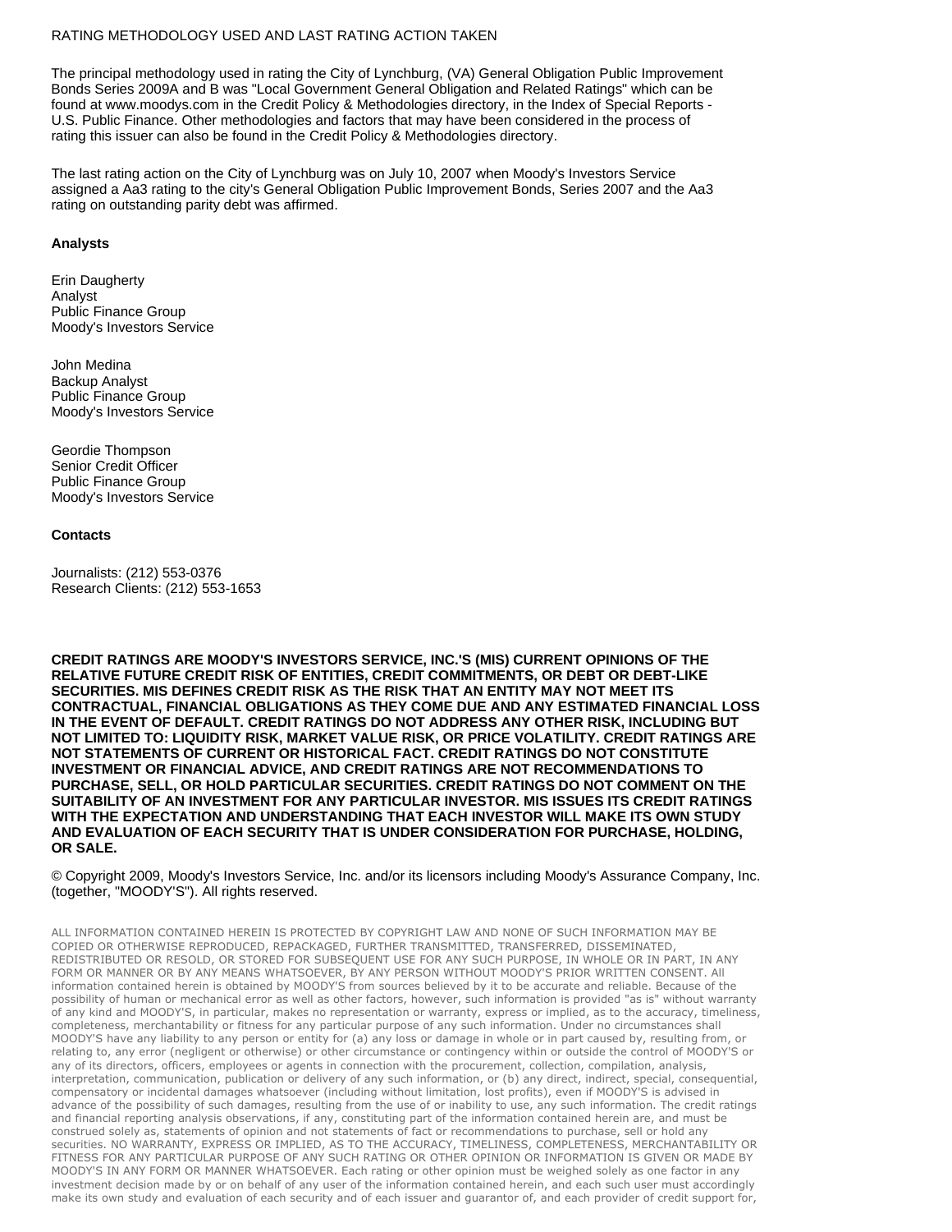RATING METHODOLOGY USED AND LAST RATING ACTION TAKEN

The principal methodology used in rating the City of Lynchburg, (VA) General Obligation Public Improvement Bonds Series 2009A and B was "Local Government General Obligation and Related Ratings" which can be found at www.moodys.com in the Credit Policy & Methodologies directory, in the Index of Special Reports - U.S. Public Finance. Other methodologies and factors that may have been considered in the process of rating this issuer can also be found in the Credit Policy & Methodologies directory.

The last rating action on the City of Lynchburg was on July 10, 2007 when Moody's Investors Service assigned a Aa3 rating to the city's General Obligation Public Improvement Bonds, Series 2007 and the Aa3 rating on outstanding parity debt was affirmed.

**Analysts**

Erin Daugherty
Analyst
Public Finance Group
Moody's Investors Service

John Medina
Backup Analyst
Public Finance Group
Moody's Investors Service

Geordie Thompson
Senior Credit Officer
Public Finance Group
Moody's Investors Service

**Contacts**

Journalists: (212) 553-0376
Research Clients: (212) 553-1653

**CREDIT RATINGS ARE MOODY'S INVESTORS SERVICE, INC.'S (MIS) CURRENT OPINIONS OF THE RELATIVE FUTURE CREDIT RISK OF ENTITIES, CREDIT COMMITMENTS, OR DEBT OR DEBT-LIKE SECURITIES. MIS DEFINES CREDIT RISK AS THE RISK THAT AN ENTITY MAY NOT MEET ITS CONTRACTUAL, FINANCIAL OBLIGATIONS AS THEY COME DUE AND ANY ESTIMATED FINANCIAL LOSS IN THE EVENT OF DEFAULT. CREDIT RATINGS DO NOT ADDRESS ANY OTHER RISK, INCLUDING BUT NOT LIMITED TO: LIQUIDITY RISK, MARKET VALUE RISK, OR PRICE VOLATILITY. CREDIT RATINGS ARE NOT STATEMENTS OF CURRENT OR HISTORICAL FACT. CREDIT RATINGS DO NOT CONSTITUTE INVESTMENT OR FINANCIAL ADVICE, AND CREDIT RATINGS ARE NOT RECOMMENDATIONS TO PURCHASE, SELL, OR HOLD PARTICULAR SECURITIES. CREDIT RATINGS DO NOT COMMENT ON THE SUITABILITY OF AN INVESTMENT FOR ANY PARTICULAR INVESTOR. MIS ISSUES ITS CREDIT RATINGS WITH THE EXPECTATION AND UNDERSTANDING THAT EACH INVESTOR WILL MAKE ITS OWN STUDY AND EVALUATION OF EACH SECURITY THAT IS UNDER CONSIDERATION FOR PURCHASE, HOLDING, OR SALE.**

© Copyright 2009, Moody's Investors Service, Inc. and/or its licensors including Moody's Assurance Company, Inc. (together, "MOODY'S"). All rights reserved.

ALL INFORMATION CONTAINED HEREIN IS PROTECTED BY COPYRIGHT LAW AND NONE OF SUCH INFORMATION MAY BE COPIED OR OTHERWISE REPRODUCED, REPACKAGED, FURTHER TRANSMITTED, TRANSFERRED, DISSEMINATED, REDISTRIBUTED OR RESOLD, OR STORED FOR SUBSEQUENT USE FOR ANY SUCH PURPOSE, IN WHOLE OR IN PART, IN ANY FORM OR MANNER OR BY ANY MEANS WHATSOEVER, BY ANY PERSON WITHOUT MOODY'S PRIOR WRITTEN CONSENT. All information contained herein is obtained by MOODY'S from sources believed by it to be accurate and reliable. Because of the possibility of human or mechanical error as well as other factors, however, such information is provided "as is" without warranty of any kind and MOODY'S, in particular, makes no representation or warranty, express or implied, as to the accuracy, timeliness, completeness, merchantability or fitness for any particular purpose of any such information. Under no circumstances shall MOODY'S have any liability to any person or entity for (a) any loss or damage in whole or in part caused by, resulting from, or relating to, any error (negligent or otherwise) or other circumstance or contingency within or outside the control of MOODY'S or any of its directors, officers, employees or agents in connection with the procurement, collection, compilation, analysis, interpretation, communication, publication or delivery of any such information, or (b) any direct, indirect, special, consequential, compensatory or incidental damages whatsoever (including without limitation, lost profits), even if MOODY'S is advised in advance of the possibility of such damages, resulting from the use of or inability to use, any such information. The credit ratings and financial reporting analysis observations, if any, constituting part of the information contained herein are, and must be construed solely as, statements of opinion and not statements of fact or recommendations to purchase, sell or hold any securities. NO WARRANTY, EXPRESS OR IMPLIED, AS TO THE ACCURACY, TIMELINESS, COMPLETENESS, MERCHANTABILITY OR FITNESS FOR ANY PARTICULAR PURPOSE OF ANY SUCH RATING OR OTHER OPINION OR INFORMATION IS GIVEN OR MADE BY MOODY'S IN ANY FORM OR MANNER WHATSOEVER. Each rating or other opinion must be weighed solely as one factor in any investment decision made by or on behalf of any user of the information contained herein, and each such user must accordingly make its own study and evaluation of each security and of each issuer and guarantor of, and each provider of credit support for,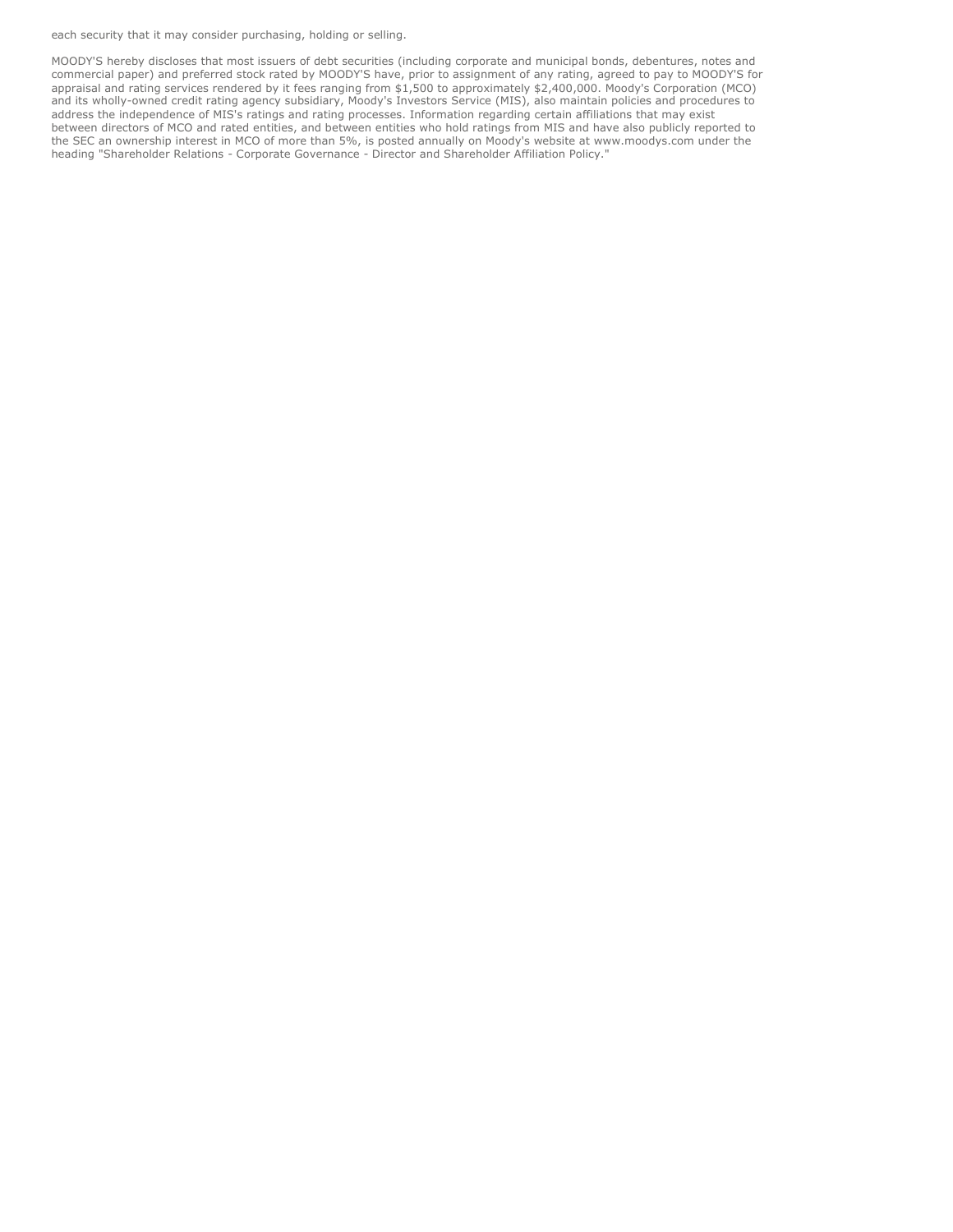each security that it may consider purchasing, holding or selling.

MOODY'S hereby discloses that most issuers of debt securities (including corporate and municipal bonds, debentures, notes and commercial paper) and preferred stock rated by MOODY'S have, prior to assignment of any rating, agreed to pay to MOODY'S for appraisal and rating services rendered by it fees ranging from $1,500 to approximately $2,400,000. Moody's Corporation (MCO) and its wholly-owned credit rating agency subsidiary, Moody's Investors Service (MIS), also maintain policies and procedures to address the independence of MIS's ratings and rating processes. Information regarding certain affiliations that may exist between directors of MCO and rated entities, and between entities who hold ratings from MIS and have also publicly reported to the SEC an ownership interest in MCO of more than 5%, is posted annually on Moody's website at www.moodys.com under the heading "Shareholder Relations - Corporate Governance - Director and Shareholder Affiliation Policy."